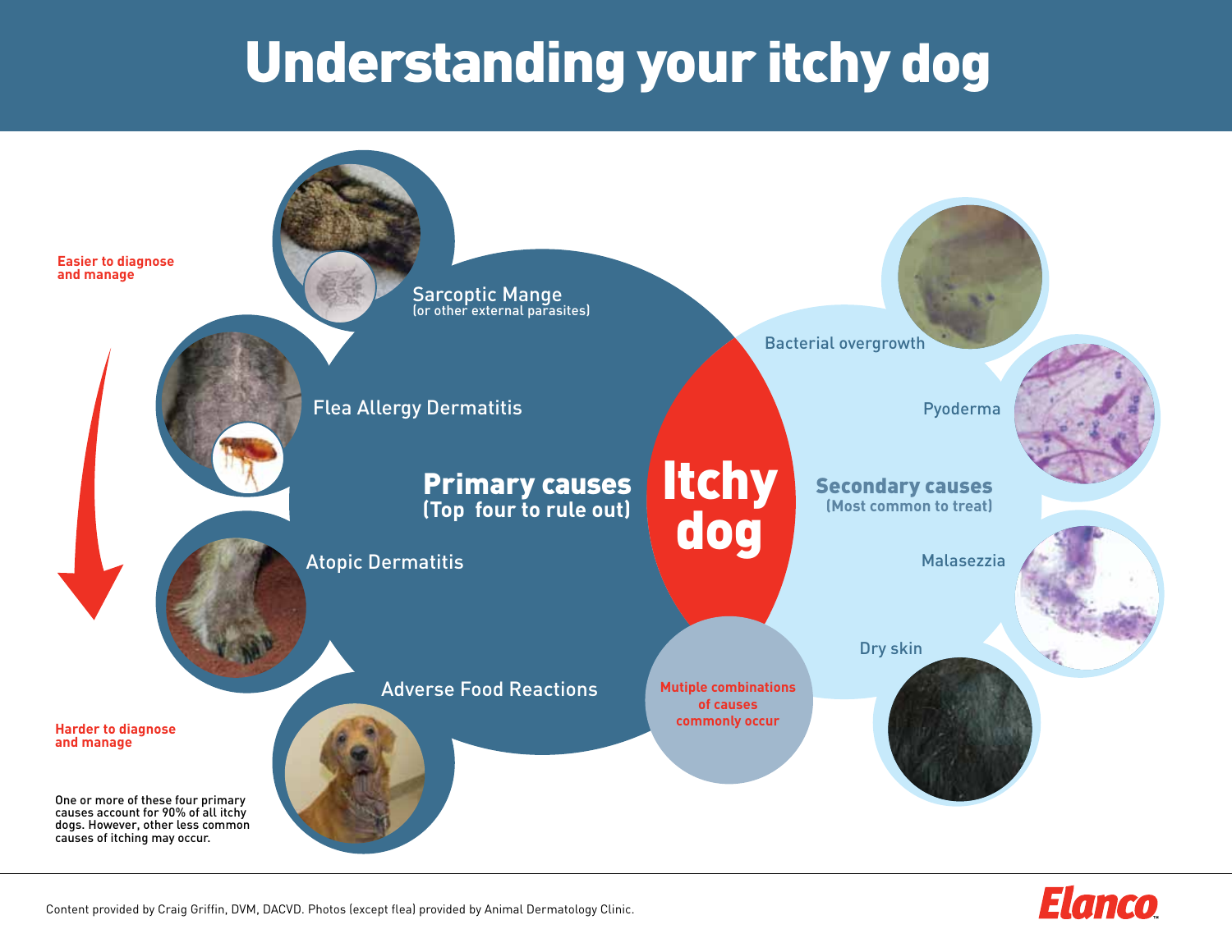# Understanding your itchy dog

**Easier to diagnose and manage**

**Harder to diagnose and manage**

## Primary causes
**(Top four to rule out)**

- Sarcoptic Mange (or other external parasites)
- Flea Allergy Dermatitis
- Atopic Dermatitis
- Adverse Food Reactions

## Itchy dog

## Secondary causes
**(Most common to treat)**

- Bacterial overgrowth
- Pyoderma
- Malasezzia
- Dry skin

**Mutiple combinations of causes commonly occur**

One or more of these four primary causes account for 90% of all itchy dogs. However, other less common causes of itching may occur.

Content provided by Craig Griffin, DVM, DACVD. Photos (except flea) provided by Animal Dermatology Clinic.

Elanco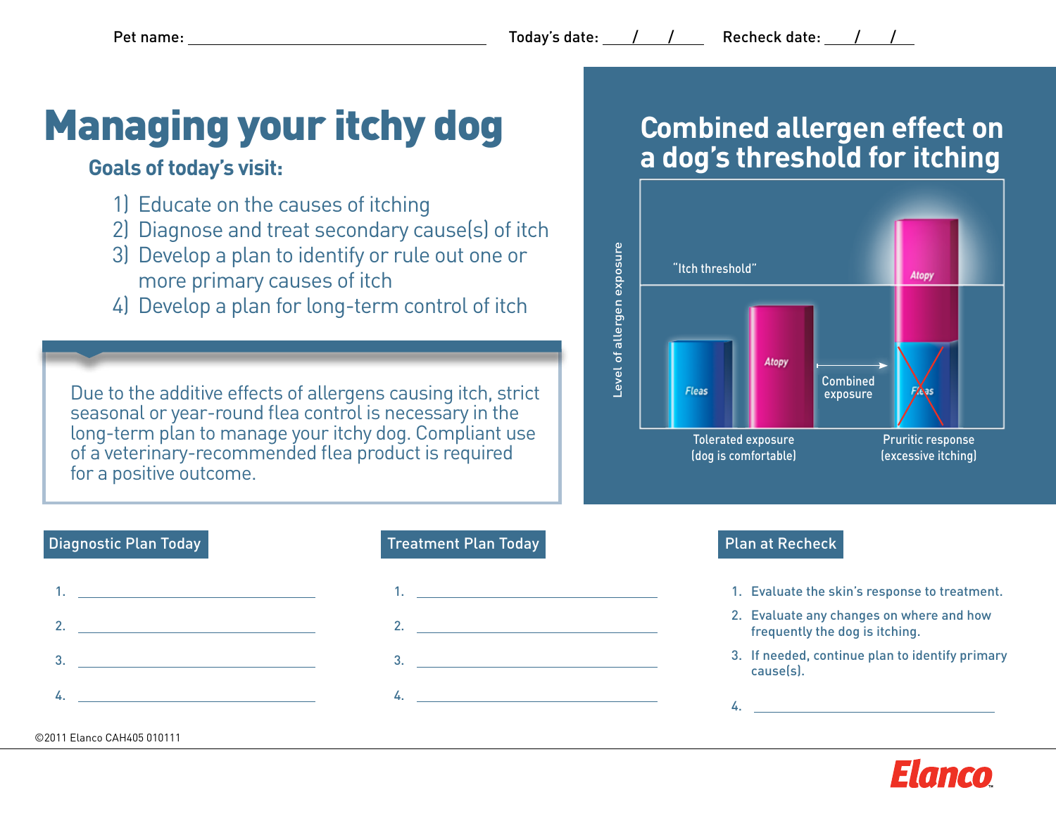Pet name: ________________________ Today's date: ___/___/___ Recheck date: ___/___/___

# Managing your itchy dog

### Goals of today's visit:

1) Educate on the causes of itching
2) Diagnose and treat secondary cause(s) of itch
3) Develop a plan to identify or rule out one or more primary causes of itch
4) Develop a plan for long-term control of itch

Due to the additive effects of allergens causing itch, strict seasonal or year-round flea control is necessary in the long-term plan to manage your itchy dog. Compliant use of a veterinary-recommended flea product is required for a positive outcome.

## Combined allergen effect on a dog's threshold for itching

"Itch threshold"

Level of allergen exposure

Fleas

Atopy

Combined exposure

Atopy

Fleas

Tolerated exposure (dog is comfortable)

Pruritic response (excessive itching)

### Diagnostic Plan Today

1. ______________________
2. ______________________
3. ______________________
4. ______________________

### Treatment Plan Today

1. ______________________
2. ______________________
3. ______________________
4. ______________________

### Plan at Recheck

1. Evaluate the skin's response to treatment.
2. Evaluate any changes on where and how frequently the dog is itching.
3. If needed, continue plan to identify primary cause(s).
4. ______________________

©2011 Elanco CAH405 010111

Elanco